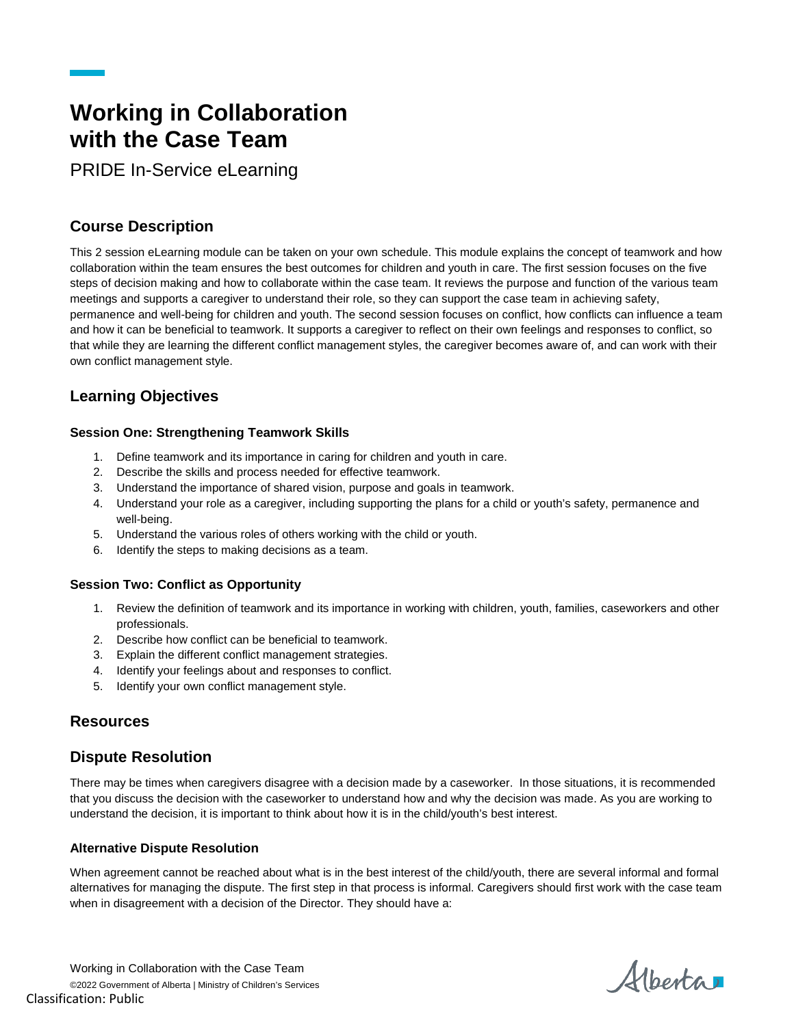# Working in Collaboration with the Case Team

PRIDE In-Service eLearning

## Course Description

This 2 session eLearning module can be taken on your own schedule. This module explains the concept of teamwork and how collaboration within the team ensures the best outcomes for children and youth in care. The first session focuses on the five steps of decision making and how to collaborate within the case team. It reviews the purpose and function of the various team meetings and supports a caregiver to understand their role, so they can support the case team in achieving safety, permanence and well-being for children and youth. The second session focuses on conflict, how conflicts can influence a team and how it can be beneficial to teamwork. It supports a caregiver to reflect on their own feelings and responses to conflict, so that while they are learning the different conflict management styles, the caregiver becomes aware of, and can work with their own conflict management style.

## Learning Objectives

### Session One: Strengthening Teamwork Skills

1. Define teamwork and its importance in caring for children and youth in care.
2. Describe the skills and process needed for effective teamwork.
3. Understand the importance of shared vision, purpose and goals in teamwork.
4. Understand your role as a caregiver, including supporting the plans for a child or youth's safety, permanence and well-being.
5. Understand the various roles of others working with the child or youth.
6. Identify the steps to making decisions as a team.

### Session Two: Conflict as Opportunity

1. Review the definition of teamwork and its importance in working with children, youth, families, caseworkers and other professionals.
2. Describe how conflict can be beneficial to teamwork.
3. Explain the different conflict management strategies.
4. Identify your feelings about and responses to conflict.
5. Identify your own conflict management style.

## Resources

## Dispute Resolution

There may be times when caregivers disagree with a decision made by a caseworker. In those situations, it is recommended that you discuss the decision with the caseworker to understand how and why the decision was made. As you are working to understand the decision, it is important to think about how it is in the child/youth's best interest.

### Alternative Dispute Resolution

When agreement cannot be reached about what is in the best interest of the child/youth, there are several informal and formal alternatives for managing the dispute. The first step in that process is informal. Caregivers should first work with the case team when in disagreement with a decision of the Director. They should have a: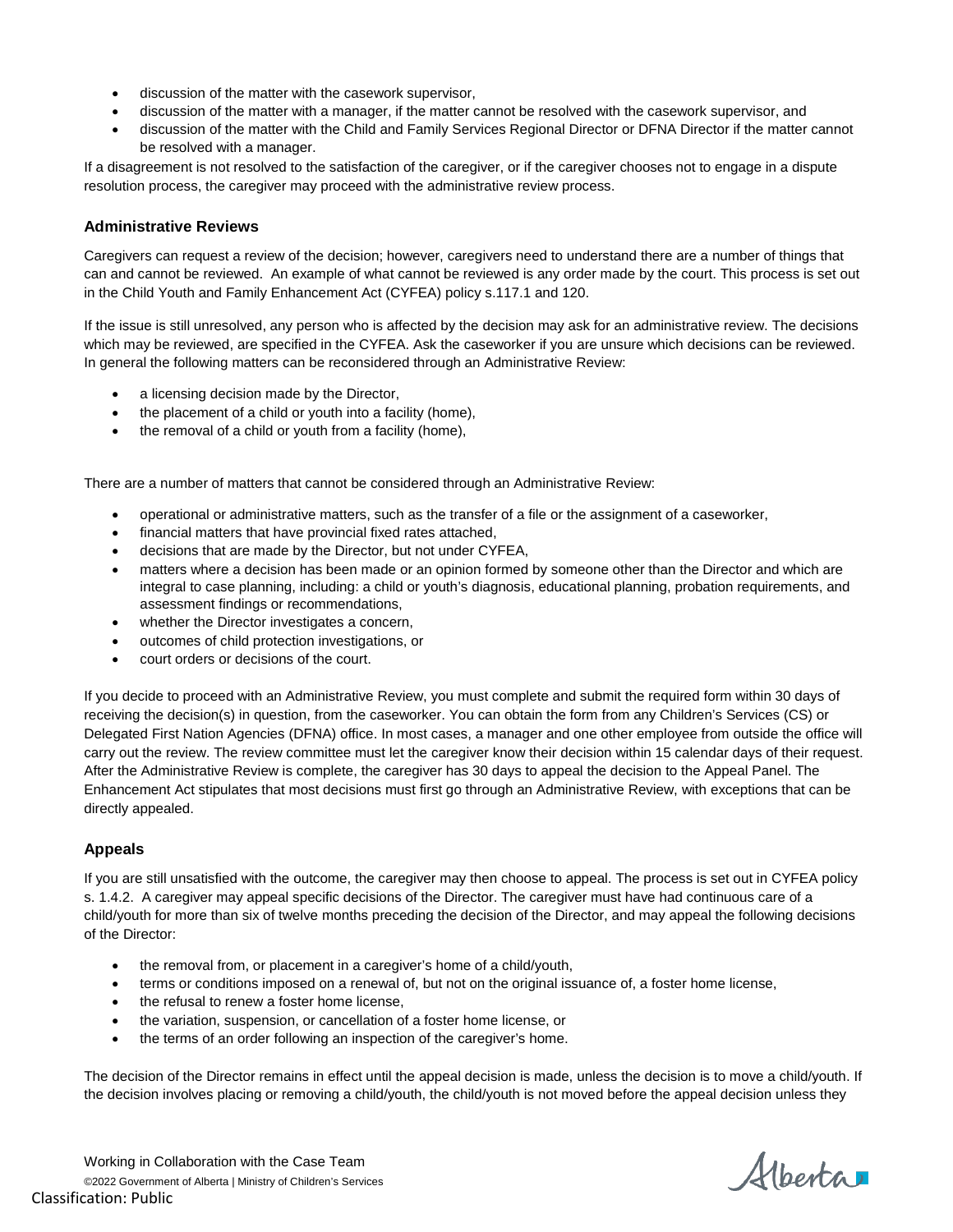- discussion of the matter with the casework supervisor,
- discussion of the matter with a manager, if the matter cannot be resolved with the casework supervisor, and
- discussion of the matter with the Child and Family Services Regional Director or DFNA Director if the matter cannot be resolved with a manager.

If a disagreement is not resolved to the satisfaction of the caregiver, or if the caregiver chooses not to engage in a dispute resolution process, the caregiver may proceed with the administrative review process.

### Administrative Reviews

Caregivers can request a review of the decision; however, caregivers need to understand there are a number of things that can and cannot be reviewed. An example of what cannot be reviewed is any order made by the court. This process is set out in the Child Youth and Family Enhancement Act (CYFEA) policy s.117.1 and 120.

If the issue is still unresolved, any person who is affected by the decision may ask for an administrative review. The decisions which may be reviewed, are specified in the CYFEA. Ask the caseworker if you are unsure which decisions can be reviewed. In general the following matters can be reconsidered through an Administrative Review:

- a licensing decision made by the Director,
- the placement of a child or youth into a facility (home),
- the removal of a child or youth from a facility (home),

There are a number of matters that cannot be considered through an Administrative Review:

- operational or administrative matters, such as the transfer of a file or the assignment of a caseworker,
- financial matters that have provincial fixed rates attached,
- decisions that are made by the Director, but not under CYFEA,
- matters where a decision has been made or an opinion formed by someone other than the Director and which are integral to case planning, including: a child or youth's diagnosis, educational planning, probation requirements, and assessment findings or recommendations,
- whether the Director investigates a concern,
- outcomes of child protection investigations, or
- court orders or decisions of the court.

If you decide to proceed with an Administrative Review, you must complete and submit the required form within 30 days of receiving the decision(s) in question, from the caseworker. You can obtain the form from any Children's Services (CS) or Delegated First Nation Agencies (DFNA) office. In most cases, a manager and one other employee from outside the office will carry out the review. The review committee must let the caregiver know their decision within 15 calendar days of their request. After the Administrative Review is complete, the caregiver has 30 days to appeal the decision to the Appeal Panel. The Enhancement Act stipulates that most decisions must first go through an Administrative Review, with exceptions that can be directly appealed.

### Appeals

If you are still unsatisfied with the outcome, the caregiver may then choose to appeal. The process is set out in CYFEA policy s. 1.4.2. A caregiver may appeal specific decisions of the Director. The caregiver must have had continuous care of a child/youth for more than six of twelve months preceding the decision of the Director, and may appeal the following decisions of the Director:

- the removal from, or placement in a caregiver's home of a child/youth,
- terms or conditions imposed on a renewal of, but not on the original issuance of, a foster home license,
- the refusal to renew a foster home license,
- the variation, suspension, or cancellation of a foster home license, or
- the terms of an order following an inspection of the caregiver's home.

The decision of the Director remains in effect until the appeal decision is made, unless the decision is to move a child/youth. If the decision involves placing or removing a child/youth, the child/youth is not moved before the appeal decision unless they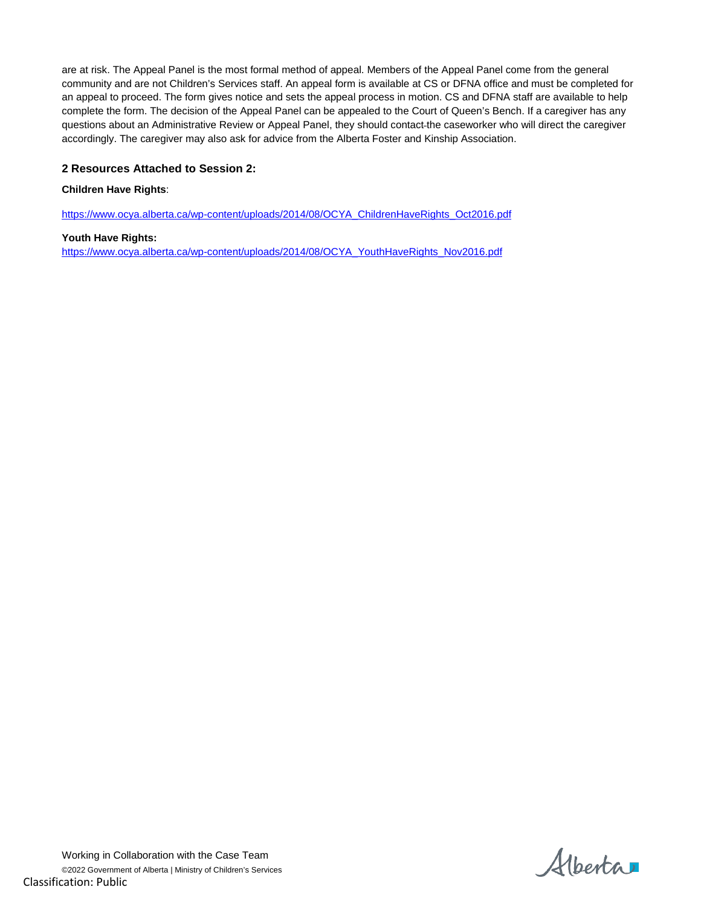are at risk. The Appeal Panel is the most formal method of appeal. Members of the Appeal Panel come from the general community and are not Children's Services staff. An appeal form is available at CS or DFNA office and must be completed for an appeal to proceed. The form gives notice and sets the appeal process in motion. CS and DFNA staff are available to help complete the form. The decision of the Appeal Panel can be appealed to the Court of Queen's Bench. If a caregiver has any questions about an Administrative Review or Appeal Panel, they should contact the caseworker who will direct the caregiver accordingly. The caregiver may also ask for advice from the Alberta Foster and Kinship Association.

## 2 Resources Attached to Session 2:

**Children Have Rights**:

https://www.ocya.alberta.ca/wp-content/uploads/2014/08/OCYA_ChildrenHaveRights_Oct2016.pdf

**Youth Have Rights:**
https://www.ocya.alberta.ca/wp-content/uploads/2014/08/OCYA_YouthHaveRights_Nov2016.pdf